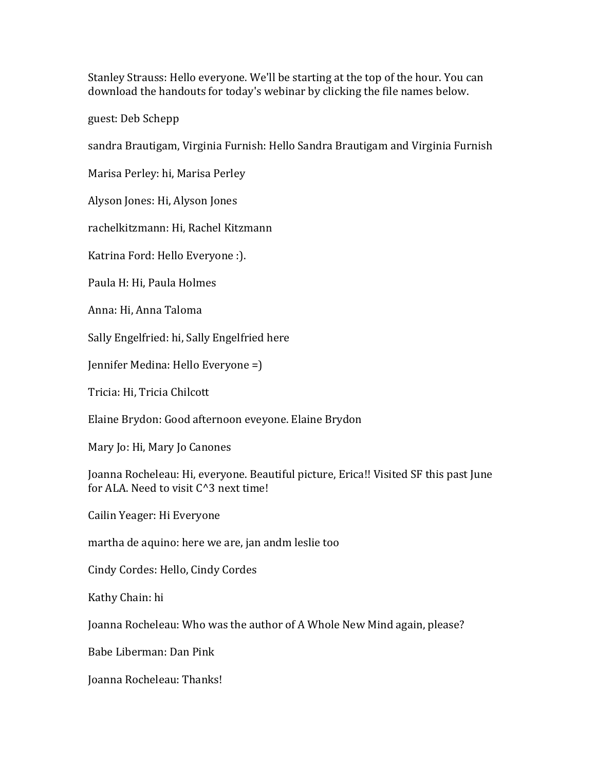Stanley Strauss: Hello everyone. We'll be starting at the top of the hour. You can download the handouts for today's webinar by clicking the file names below.

guest: Deb Schepp

sandra Brautigam, Virginia Furnish: Hello Sandra Brautigam and Virginia Furnish

Marisa Perley: hi, Marisa Perley

Alyson Jones: Hi, Alyson Jones

rachelkitzmann: Hi, Rachel Kitzmann

Katrina Ford: Hello Everyone :).

Paula H: Hi, Paula Holmes

Anna: Hi, Anna Taloma

Sally Engelfried: hi, Sally Engelfried here

Jennifer Medina: Hello Everyone =)

Tricia: Hi, Tricia Chilcott

Elaine Brydon: Good afternoon eveyone. Elaine Brydon

Mary Jo: Hi, Mary Jo Canones

Joanna Rocheleau: Hi, everyone. Beautiful picture, Erica!! Visited SF this past June for ALA. Need to visit C^3 next time!

Cailin Yeager: Hi Everyone

martha de aquino: here we are, jan andm leslie too

Cindy Cordes: Hello, Cindy Cordes

Kathy Chain: hi

Joanna Rocheleau: Who was the author of A Whole New Mind again, please?

Babe Liberman: Dan Pink

Joanna Rocheleau: Thanks!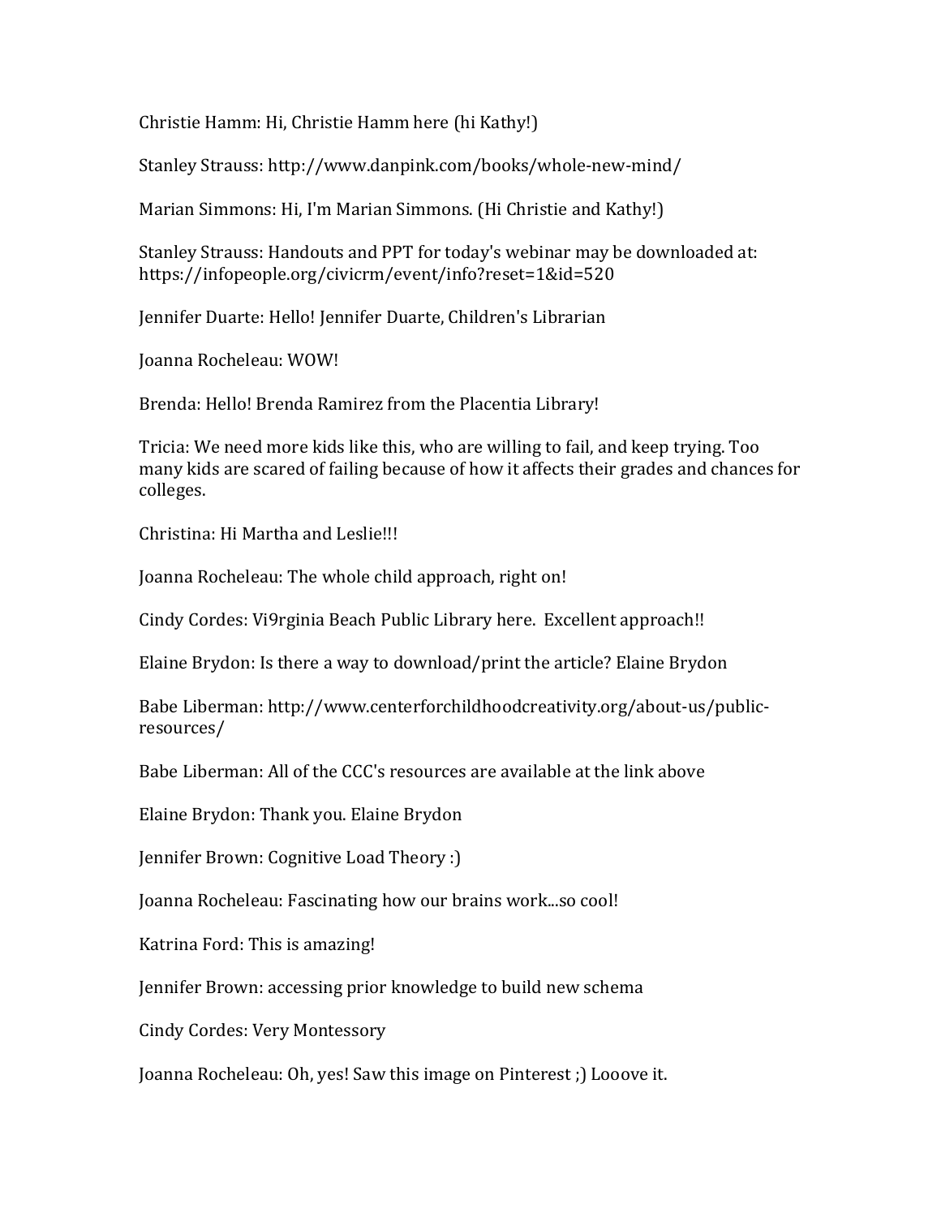Christie Hamm: Hi, Christie Hamm here (hi Kathy!)

Stanley Strauss: http://www.danpink.com/books/whole-new-mind/

Marian Simmons: Hi, I'm Marian Simmons. (Hi Christie and Kathy!)

Stanley Strauss: Handouts and PPT for today's webinar may be downloaded at: https://infopeople.org/civicrm/event/info?reset=1&id=520

Jennifer Duarte: Hello! Jennifer Duarte, Children's Librarian

Joanna Rocheleau: WOW!

Brenda: Hello! Brenda Ramirez from the Placentia Library!

Tricia: We need more kids like this, who are willing to fail, and keep trying. Too many kids are scared of failing because of how it affects their grades and chances for colleges.

Christina: Hi Martha and Leslie!!!

Joanna Rocheleau: The whole child approach, right on!

Cindy Cordes: Vi9rginia Beach Public Library here.  Excellent approach!!

Elaine Brydon: Is there a way to download/print the article? Elaine Brydon

Babe Liberman: http://www.centerforchildhoodcreativity.org/about-us/public-resources/

Babe Liberman: All of the CCC's resources are available at the link above

Elaine Brydon: Thank you. Elaine Brydon

Jennifer Brown: Cognitive Load Theory :)

Joanna Rocheleau: Fascinating how our brains work...so cool!

Katrina Ford: This is amazing!

Jennifer Brown: accessing prior knowledge to build new schema

Cindy Cordes: Very Montessory

Joanna Rocheleau: Oh, yes! Saw this image on Pinterest ;) Looove it.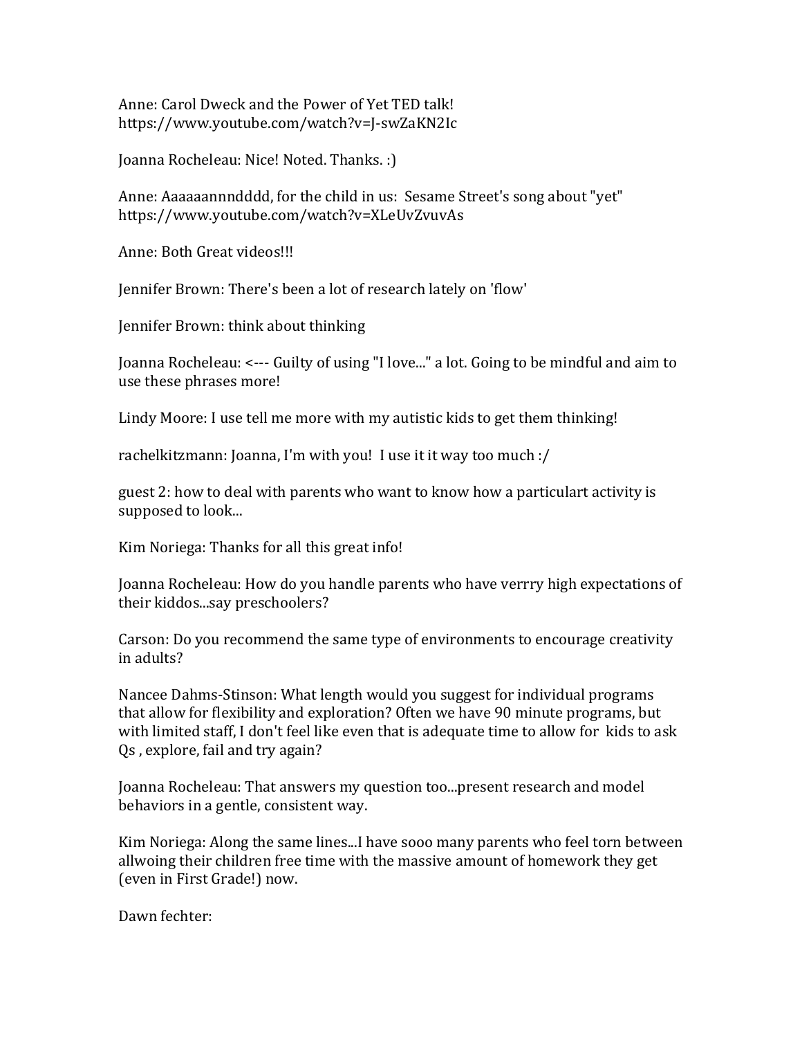Anne: Carol Dweck and the Power of Yet TED talk!
https://www.youtube.com/watch?v=J-swZaKN2Ic

Joanna Rocheleau: Nice! Noted. Thanks. :)

Anne: Aaaaaannndddd, for the child in us: Sesame Street's song about "yet"
https://www.youtube.com/watch?v=XLeUvZvuvAs

Anne: Both Great videos!!!

Jennifer Brown: There's been a lot of research lately on 'flow'

Jennifer Brown: think about thinking

Joanna Rocheleau: <--- Guilty of using "I love..." a lot. Going to be mindful and aim to use these phrases more!

Lindy Moore: I use tell me more with my autistic kids to get them thinking!

rachelkitzmann: Joanna, I'm with you! I use it it way too much :/

guest 2: how to deal with parents who want to know how a particulart activity is supposed to look...

Kim Noriega: Thanks for all this great info!

Joanna Rocheleau: How do you handle parents who have verrry high expectations of their kiddos...say preschoolers?

Carson: Do you recommend the same type of environments to encourage creativity in adults?

Nancee Dahms-Stinson: What length would you suggest for individual programs that allow for flexibility and exploration? Often we have 90 minute programs, but with limited staff, I don't feel like even that is adequate time to allow for kids to ask Qs , explore, fail and try again?

Joanna Rocheleau: That answers my question too...present research and model behaviors in a gentle, consistent way.

Kim Noriega: Along the same lines...I have sooo many parents who feel torn between allwoing their children free time with the massive amount of homework they get (even in First Grade!) now.

Dawn fechter: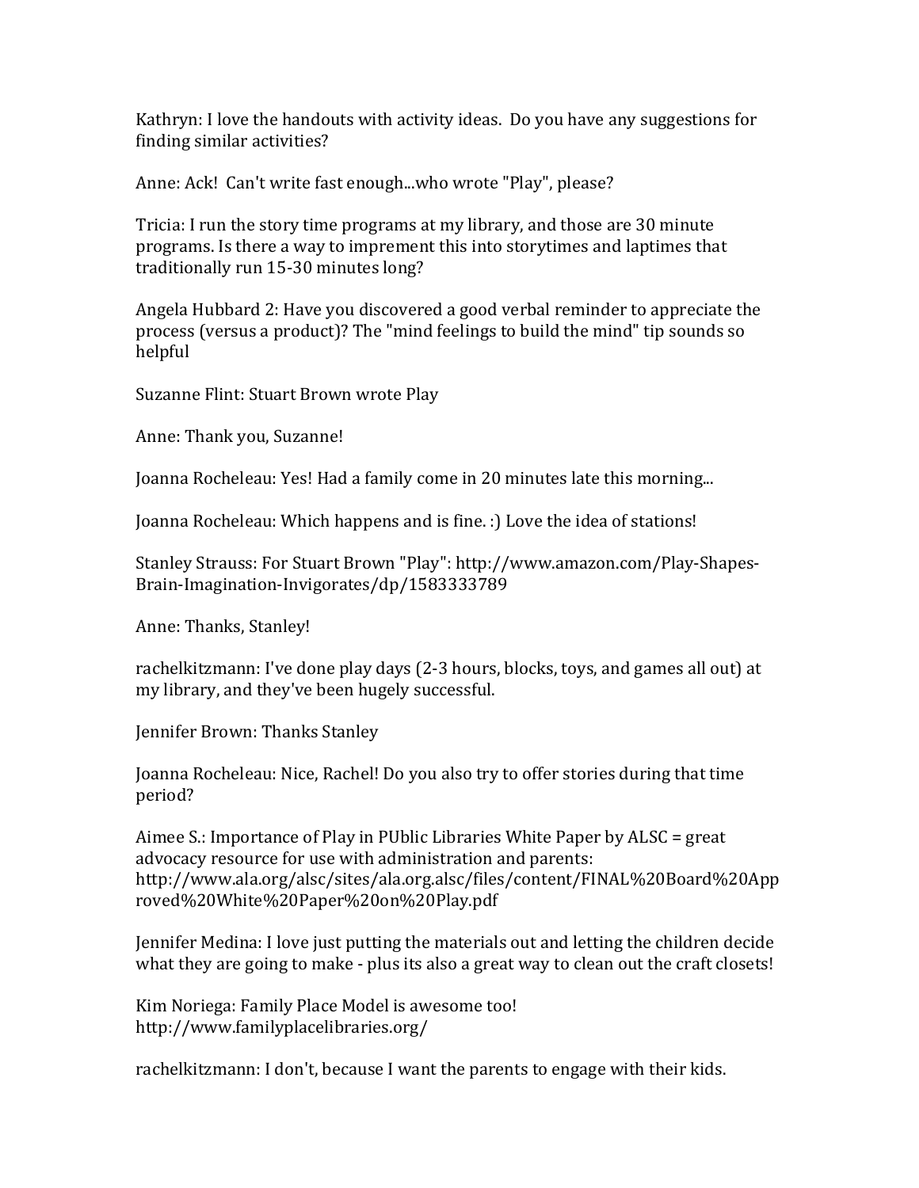Kathryn: I love the handouts with activity ideas.  Do you have any suggestions for finding similar activities?

Anne: Ack!  Can't write fast enough...who wrote "Play", please?

Tricia: I run the story time programs at my library, and those are 30 minute programs. Is there a way to imprement this into storytimes and laptimes that traditionally run 15-30 minutes long?

Angela Hubbard 2: Have you discovered a good verbal reminder to appreciate the process (versus a product)? The "mind feelings to build the mind" tip sounds so helpful

Suzanne Flint: Stuart Brown wrote Play

Anne: Thank you, Suzanne!

Joanna Rocheleau: Yes! Had a family come in 20 minutes late this morning...

Joanna Rocheleau: Which happens and is fine. :) Love the idea of stations!

Stanley Strauss: For Stuart Brown "Play": http://www.amazon.com/Play-Shapes-Brain-Imagination-Invigorates/dp/1583333789

Anne: Thanks, Stanley!

rachelkitzmann: I've done play days (2-3 hours, blocks, toys, and games all out) at my library, and they've been hugely successful.

Jennifer Brown: Thanks Stanley

Joanna Rocheleau: Nice, Rachel! Do you also try to offer stories during that time period?

Aimee S.: Importance of Play in PUblic Libraries White Paper by ALSC = great advocacy resource for use with administration and parents: http://www.ala.org/alsc/sites/ala.org.alsc/files/content/FINAL%20Board%20Approved%20White%20Paper%20on%20Play.pdf

Jennifer Medina: I love just putting the materials out and letting the children decide what they are going to make - plus its also a great way to clean out the craft closets!

Kim Noriega: Family Place Model is awesome too! http://www.familyplacelibraries.org/

rachelkitzmann: I don't, because I want the parents to engage with their kids.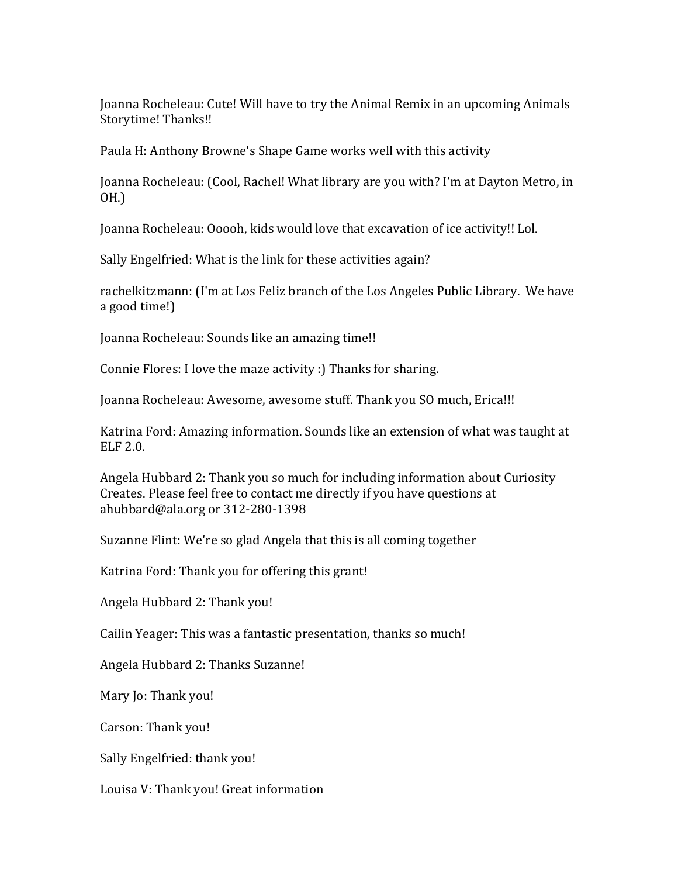Joanna Rocheleau: Cute! Will have to try the Animal Remix in an upcoming Animals Storytime! Thanks!!

Paula H: Anthony Browne's Shape Game works well with this activity

Joanna Rocheleau: (Cool, Rachel! What library are you with? I'm at Dayton Metro, in OH.)

Joanna Rocheleau: Ooooh, kids would love that excavation of ice activity!! Lol.

Sally Engelfried: What is the link for these activities again?

rachelkitzmann: (I'm at Los Feliz branch of the Los Angeles Public Library. We have a good time!)

Joanna Rocheleau: Sounds like an amazing time!!

Connie Flores: I love the maze activity :) Thanks for sharing.

Joanna Rocheleau: Awesome, awesome stuff. Thank you SO much, Erica!!!

Katrina Ford: Amazing information. Sounds like an extension of what was taught at ELF 2.0.

Angela Hubbard 2: Thank you so much for including information about Curiosity Creates. Please feel free to contact me directly if you have questions at ahubbard@ala.org or 312-280-1398

Suzanne Flint: We're so glad Angela that this is all coming together

Katrina Ford: Thank you for offering this grant!

Angela Hubbard 2: Thank you!

Cailin Yeager: This was a fantastic presentation, thanks so much!

Angela Hubbard 2: Thanks Suzanne!

Mary Jo: Thank you!

Carson: Thank you!

Sally Engelfried: thank you!

Louisa V: Thank you! Great information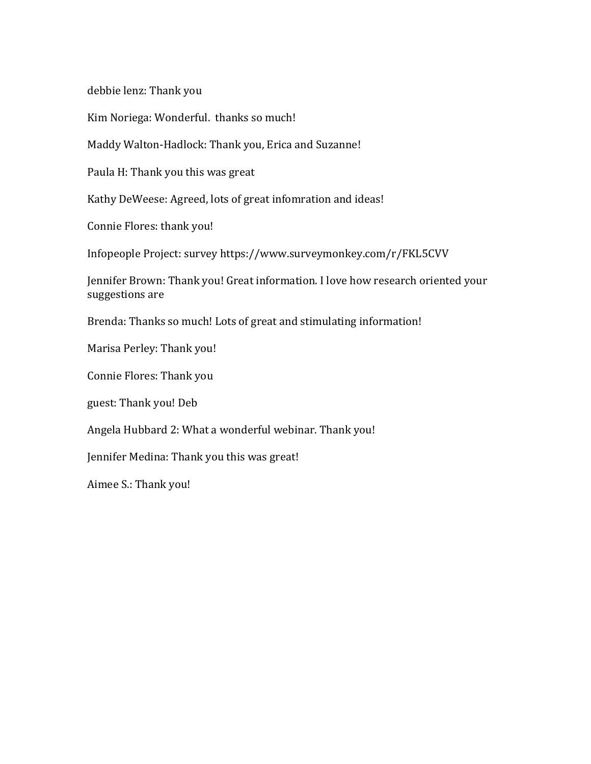debbie lenz: Thank you

Kim Noriega: Wonderful.  thanks so much!

Maddy Walton-Hadlock: Thank you, Erica and Suzanne!

Paula H: Thank you this was great

Kathy DeWeese: Agreed, lots of great infomration and ideas!

Connie Flores: thank you!

Infopeople Project: survey https://www.surveymonkey.com/r/FKL5CVV

Jennifer Brown: Thank you! Great information. I love how research oriented your suggestions are

Brenda: Thanks so much! Lots of great and stimulating information!

Marisa Perley: Thank you!

Connie Flores: Thank you

guest: Thank you! Deb

Angela Hubbard 2: What a wonderful webinar. Thank you!

Jennifer Medina: Thank you this was great!

Aimee S.: Thank you!